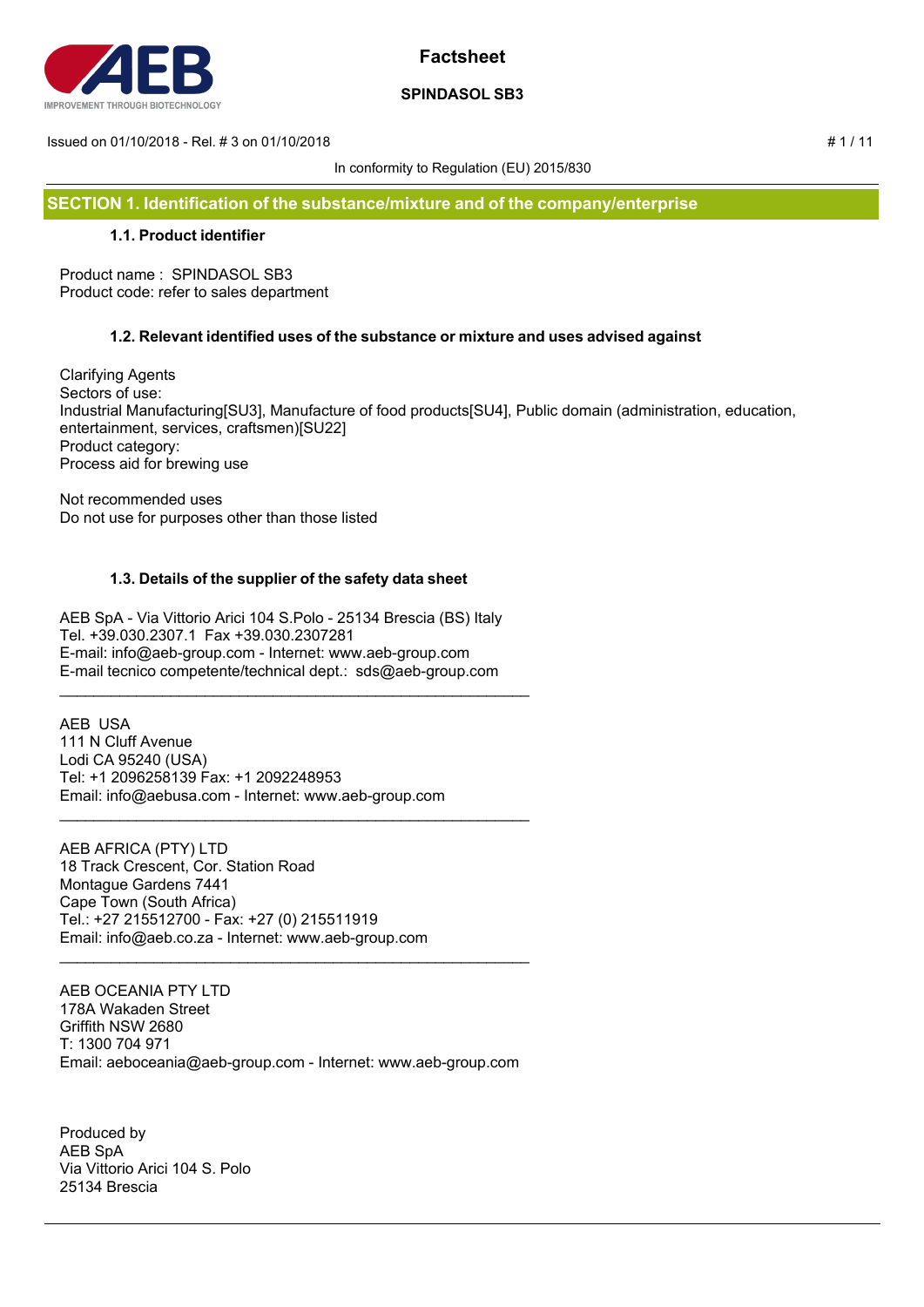# Factsheet

## SPINDASOL SB3

Issued on 01/10/2018 - Rel. # 3 on 01/10/2018

In conformity to Regulation (EU) 2015/830

## SECTION 1. Identification of the substance/mixture and of the company/enterprise

### 1.1. Product identifier

Product name : SPINDASOL SB3
Product code: refer to sales department

### 1.2. Relevant identified uses of the substance or mixture and uses advised against

Clarifying Agents
Sectors of use:
Industrial Manufacturing[SU3], Manufacture of food products[SU4], Public domain (administration, education, entertainment, services, craftsmen)[SU22]
Product category:
Process aid for brewing use

Not recommended uses
Do not use for purposes other than those listed

### 1.3. Details of the supplier of the safety data sheet

AEB SpA - Via Vittorio Arici 104 S.Polo - 25134 Brescia (BS) Italy
Tel. +39.030.2307.1 Fax +39.030.2307281
E-mail: info@aeb-group.com - Internet: www.aeb-group.com
E-mail tecnico competente/technical dept.: sds@aeb-group.com

---

AEB USA
111 N Cluff Avenue
Lodi CA 95240 (USA)
Tel: +1 2096258139 Fax: +1 2092248953
Email: info@aebusa.com - Internet: www.aeb-group.com

---

AEB AFRICA (PTY) LTD
18 Track Crescent, Cor. Station Road
Montague Gardens 7441
Cape Town (South Africa)
Tel.: +27 215512700 - Fax: +27 (0) 215511919
Email: info@aeb.co.za - Internet: www.aeb-group.com

---

AEB OCEANIA PTY LTD
178A Wakaden Street
Griffith NSW 2680
T: 1300 704 971
Email: aeboceania@aeb-group.com - Internet: www.aeb-group.com

Produced by
AEB SpA
Via Vittorio Arici 104 S. Polo
25134 Brescia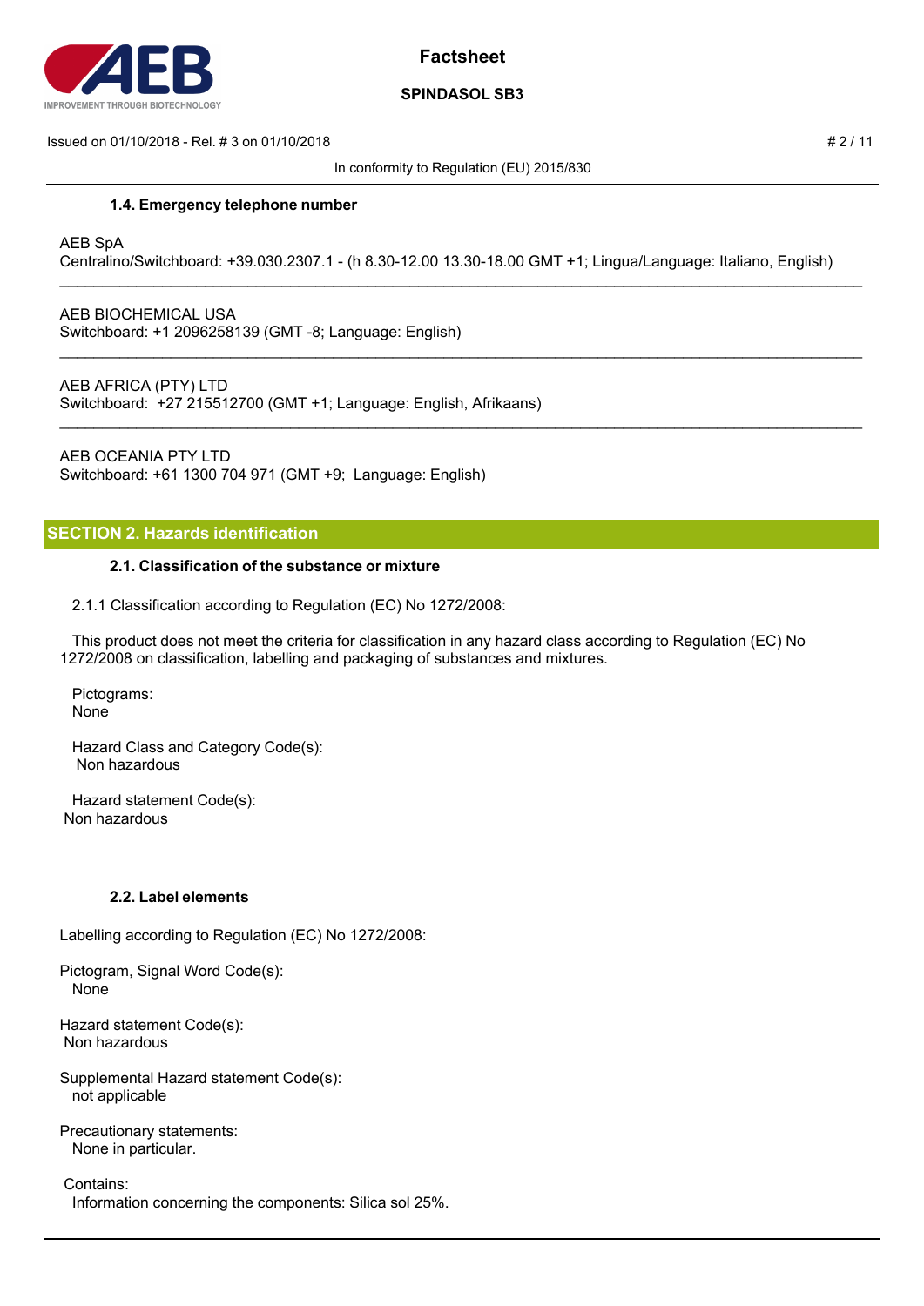### 1.4. Emergency telephone number

AEB SpA
Centralino/Switchboard: +39.030.2307.1 - (h 8.30-12.00 13.30-18.00 GMT +1; Lingua/Language: Italiano, English)

---

AEB BIOCHEMICAL USA
Switchboard: +1 2096258139 (GMT -8; Language: English)

---

AEB AFRICA (PTY) LTD
Switchboard: +27 215512700 (GMT +1; Language: English, Afrikaans)

---

AEB OCEANIA PTY LTD
Switchboard: +61 1300 704 971 (GMT +9; Language: English)

## SECTION 2. Hazards identification

### 2.1. Classification of the substance or mixture

2.1.1 Classification according to Regulation (EC) No 1272/2008:

This product does not meet the criteria for classification in any hazard class according to Regulation (EC) No 1272/2008 on classification, labelling and packaging of substances and mixtures.

Pictograms:
None

Hazard Class and Category Code(s):
Non hazardous

Hazard statement Code(s):
Non hazardous

### 2.2. Label elements

Labelling according to Regulation (EC) No 1272/2008:

Pictogram, Signal Word Code(s):
None

Hazard statement Code(s):
Non hazardous

Supplemental Hazard statement Code(s):
not applicable

Precautionary statements:
None in particular.

Contains:
Information concerning the components: Silica sol 25%.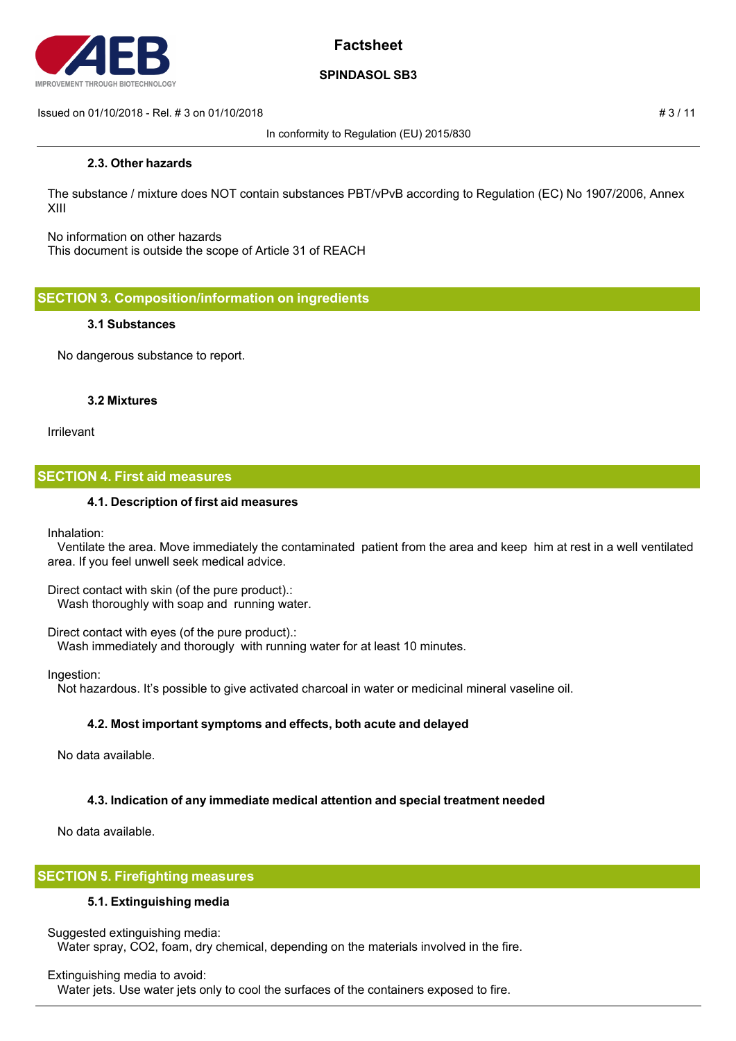#### 2.3. Other hazards

The substance / mixture does NOT contain substances PBT/vPvB according to Regulation (EC) No 1907/2006, Annex XIII

No information on other hazards
This document is outside the scope of Article 31 of REACH

## SECTION 3. Composition/information on ingredients

#### 3.1 Substances

No dangerous substance to report.

#### 3.2 Mixtures

Irrilevant

## SECTION 4. First aid measures

#### 4.1. Description of first aid measures

Inhalation:
Ventilate the area. Move immediately the contaminated patient from the area and keep him at rest in a well ventilated area. If you feel unwell seek medical advice.

Direct contact with skin (of the pure product).:
Wash thoroughly with soap and running water.

Direct contact with eyes (of the pure product).:
Wash immediately and thorougly with running water for at least 10 minutes.

Ingestion:
Not hazardous. It's possible to give activated charcoal in water or medicinal mineral vaseline oil.

#### 4.2. Most important symptoms and effects, both acute and delayed

No data available.

#### 4.3. Indication of any immediate medical attention and special treatment needed

No data available.

## SECTION 5. Firefighting measures

#### 5.1. Extinguishing media

Suggested extinguishing media:
Water spray, $CO_2$, foam, dry chemical, depending on the materials involved in the fire.

Extinguishing media to avoid:
Water jets. Use water jets only to cool the surfaces of the containers exposed to fire.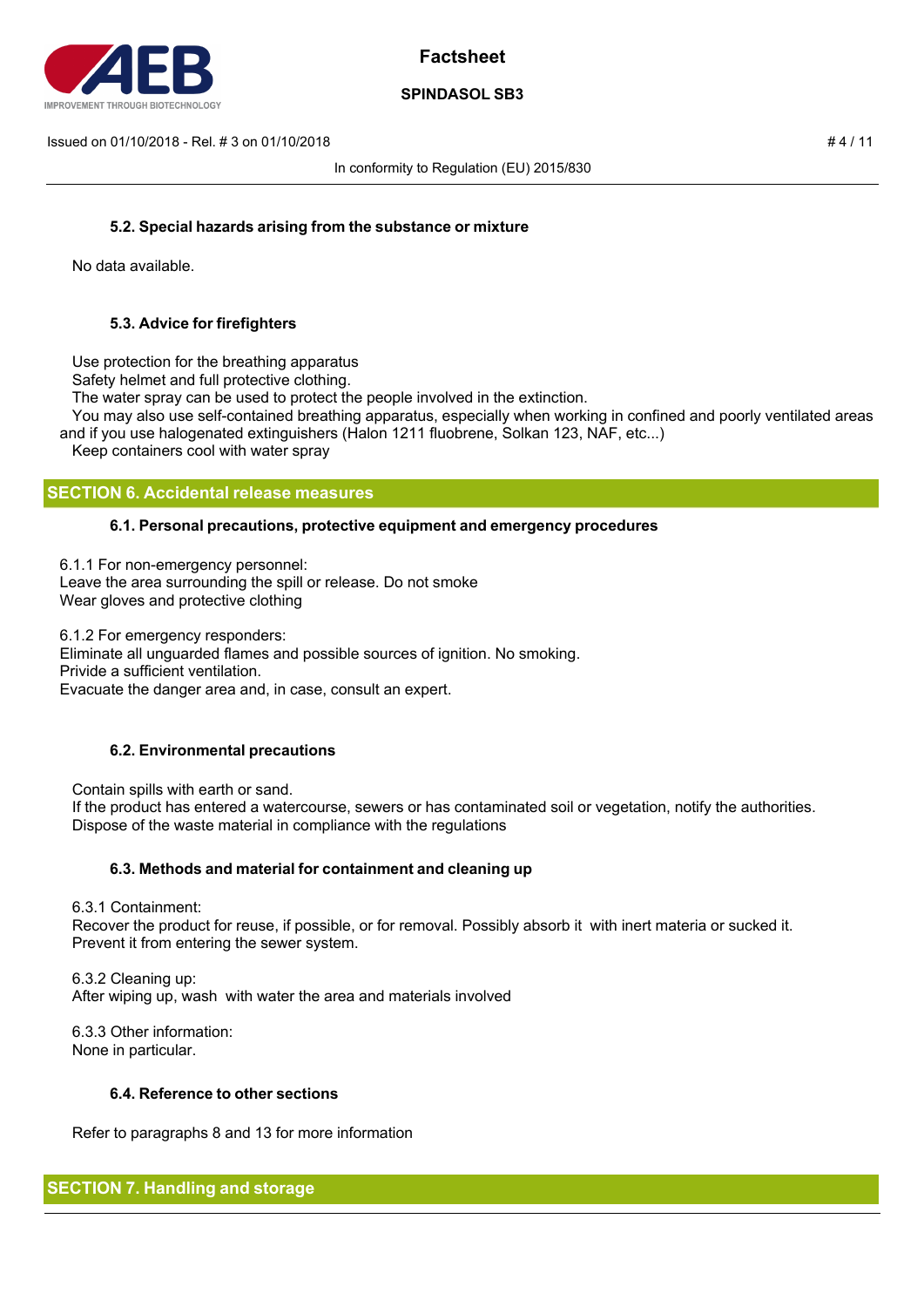#### 5.2. Special hazards arising from the substance or mixture

No data available.

#### 5.3. Advice for firefighters

Use protection for the breathing apparatus
Safety helmet and full protective clothing.
The water spray can be used to protect the people involved in the extinction.
You may also use self-contained breathing apparatus, especially when working in confined and poorly ventilated areas and if you use halogenated extinguishers (Halon 1211 fluobrene, Solkan 123, NAF, etc...)
Keep containers cool with water spray

## SECTION 6. Accidental release measures

#### 6.1. Personal precautions, protective equipment and emergency procedures

6.1.1 For non-emergency personnel:
Leave the area surrounding the spill or release. Do not smoke
Wear gloves and protective clothing

6.1.2 For emergency responders:
Eliminate all unguarded flames and possible sources of ignition. No smoking.
Privide a sufficient ventilation.
Evacuate the danger area and, in case, consult an expert.

#### 6.2. Environmental precautions

Contain spills with earth or sand.
If the product has entered a watercourse, sewers or has contaminated soil or vegetation, notify the authorities.
Dispose of the waste material in compliance with the regulations

#### 6.3. Methods and material for containment and cleaning up

6.3.1 Containment:
Recover the product for reuse, if possible, or for removal. Possibly absorb it with inert materia or sucked it.
Prevent it from entering the sewer system.

6.3.2 Cleaning up:
After wiping up, wash with water the area and materials involved

6.3.3 Other information:
None in particular.

#### 6.4. Reference to other sections

Refer to paragraphs 8 and 13 for more information

## SECTION 7. Handling and storage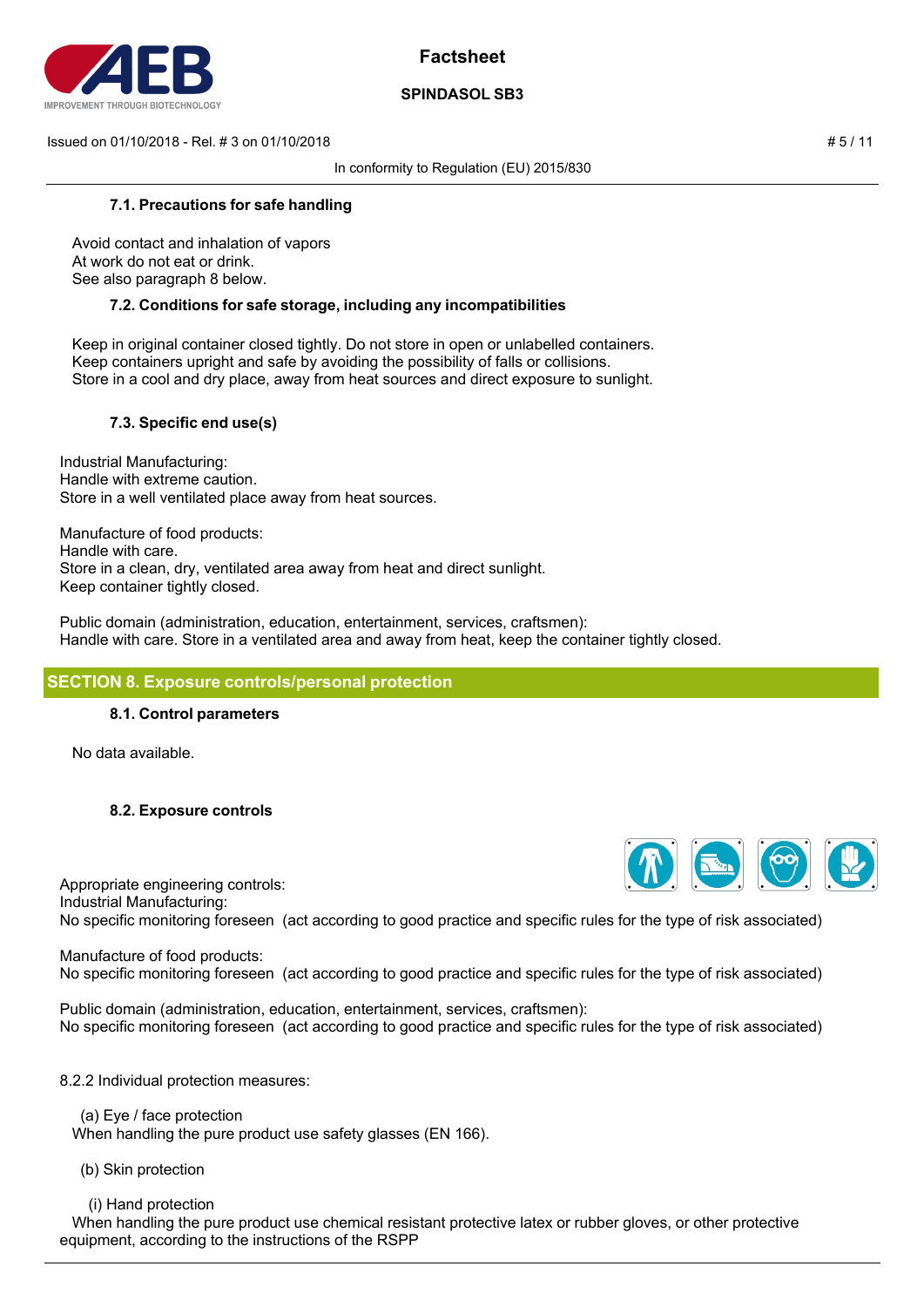#### 7.1. Precautions for safe handling

Avoid contact and inhalation of vapors
At work do not eat or drink.
See also paragraph 8 below.

#### 7.2. Conditions for safe storage, including any incompatibilities

Keep in original container closed tightly. Do not store in open or unlabelled containers.
Keep containers upright and safe by avoiding the possibility of falls or collisions.
Store in a cool and dry place, away from heat sources and direct exposure to sunlight.

#### 7.3. Specific end use(s)

Industrial Manufacturing:
Handle with extreme caution.
Store in a well ventilated place away from heat sources.

Manufacture of food products:
Handle with care.
Store in a clean, dry, ventilated area away from heat and direct sunlight.
Keep container tightly closed.

Public domain (administration, education, entertainment, services, craftsmen):
Handle with care. Store in a ventilated area and away from heat, keep the container tightly closed.

## SECTION 8. Exposure controls/personal protection

#### 8.1. Control parameters

No data available.

#### 8.2. Exposure controls

Appropriate engineering controls:
Industrial Manufacturing:
No specific monitoring foreseen (act according to good practice and specific rules for the type of risk associated)

Manufacture of food products:
No specific monitoring foreseen (act according to good practice and specific rules for the type of risk associated)

Public domain (administration, education, entertainment, services, craftsmen):
No specific monitoring foreseen (act according to good practice and specific rules for the type of risk associated)

8.2.2 Individual protection measures:

(a) Eye / face protection
When handling the pure product use safety glasses (EN 166).

(b) Skin protection

(i) Hand protection
When handling the pure product use chemical resistant protective latex or rubber gloves, or other protective equipment, according to the instructions of the RSPP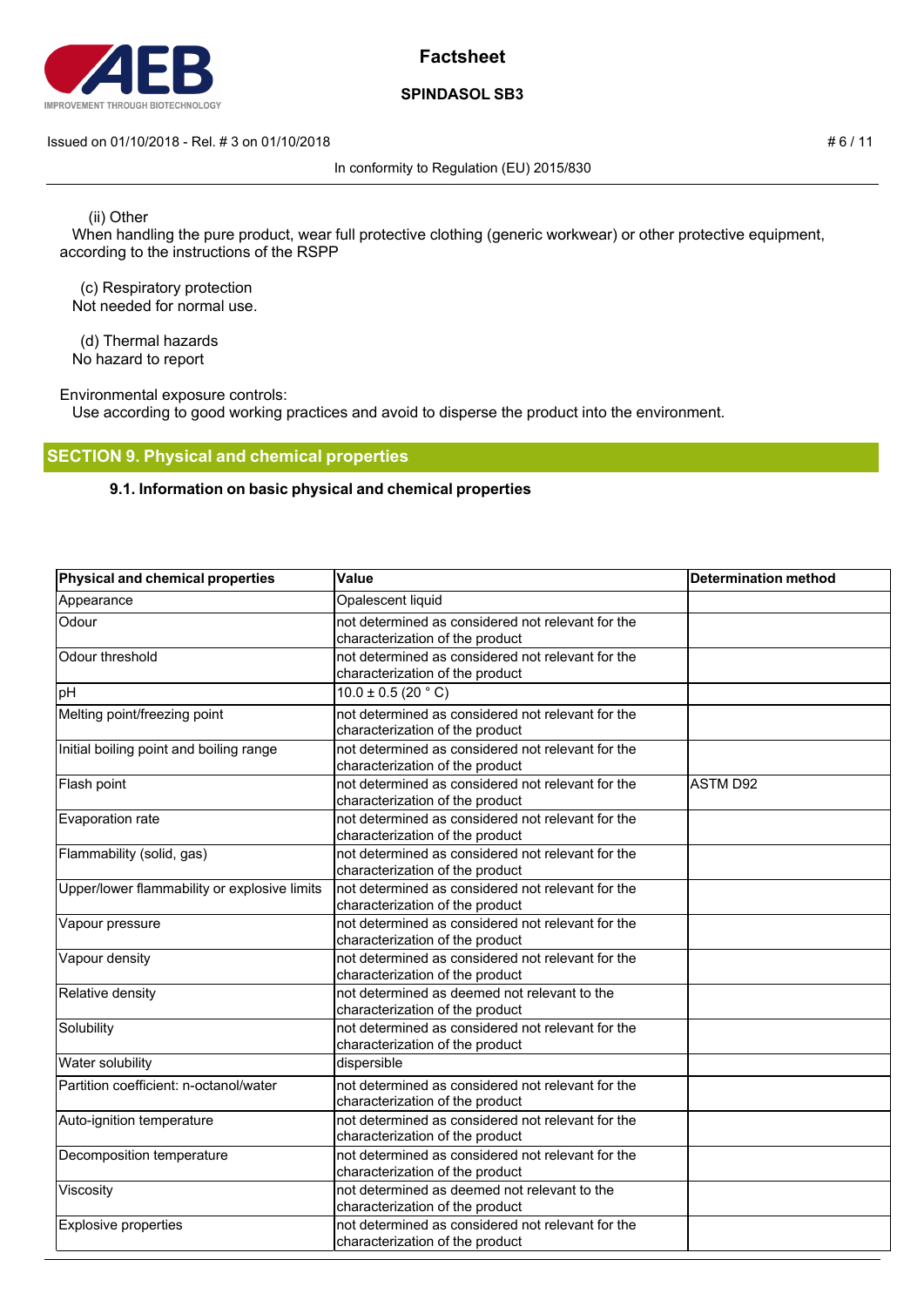(ii) Other

When handling the pure product, wear full protective clothing (generic workwear) or other protective equipment, according to the instructions of the RSPP

(c) Respiratory protection

Not needed for normal use.

(d) Thermal hazards

No hazard to report

Environmental exposure controls:

Use according to good working practices and avoid to disperse the product into the environment.

## SECTION 9. Physical and chemical properties

### 9.1. Information on basic physical and chemical properties

| Physical and chemical properties | Value | Determination method |
|---|---|---|
| Appearance | Opalescent liquid | |
| Odour | not determined as considered not relevant for the characterization of the product | |
| Odour threshold | not determined as considered not relevant for the characterization of the product | |
| pH | 10.0 ± 0.5 (20 ° C) | |
| Melting point/freezing point | not determined as considered not relevant for the characterization of the product | |
| Initial boiling point and boiling range | not determined as considered not relevant for the characterization of the product | |
| Flash point | not determined as considered not relevant for the characterization of the product | ASTM D92 |
| Evaporation rate | not determined as considered not relevant for the characterization of the product | |
| Flammability (solid, gas) | not determined as considered not relevant for the characterization of the product | |
| Upper/lower flammability or explosive limits | not determined as considered not relevant for the characterization of the product | |
| Vapour pressure | not determined as considered not relevant for the characterization of the product | |
| Vapour density | not determined as considered not relevant for the characterization of the product | |
| Relative density | not determined as deemed not relevant to the characterization of the product | |
| Solubility | not determined as considered not relevant for the characterization of the product | |
| Water solubility | dispersible | |
| Partition coefficient: n-octanol/water | not determined as considered not relevant for the characterization of the product | |
| Auto-ignition temperature | not determined as considered not relevant for the characterization of the product | |
| Decomposition temperature | not determined as considered not relevant for the characterization of the product | |
| Viscosity | not determined as deemed not relevant to the characterization of the product | |
| Explosive properties | not determined as considered not relevant for the characterization of the product | |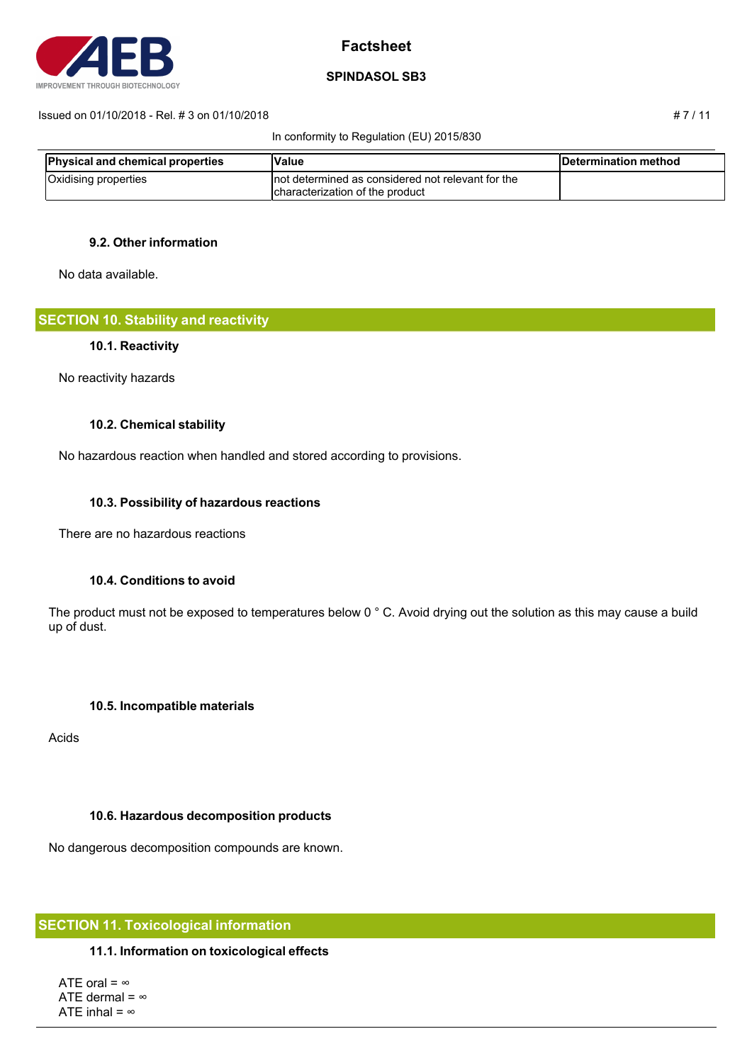| Physical and chemical properties | Value | Determination method |
| --- | --- | --- |
| Oxidising properties | not determined as considered not relevant for the characterization of the product | |

### 9.2. Other information

No data available.

## SECTION 10. Stability and reactivity

### 10.1. Reactivity

No reactivity hazards

### 10.2. Chemical stability

No hazardous reaction when handled and stored according to provisions.

### 10.3. Possibility of hazardous reactions

There are no hazardous reactions

### 10.4. Conditions to avoid

The product must not be exposed to temperatures below 0 ° C. Avoid drying out the solution as this may cause a build up of dust.

### 10.5. Incompatible materials

Acids

### 10.6. Hazardous decomposition products

No dangerous decomposition compounds are known.

## SECTION 11. Toxicological information

### 11.1. Information on toxicological effects

ATE oral = ∞
ATE dermal = ∞
ATE inhal = ∞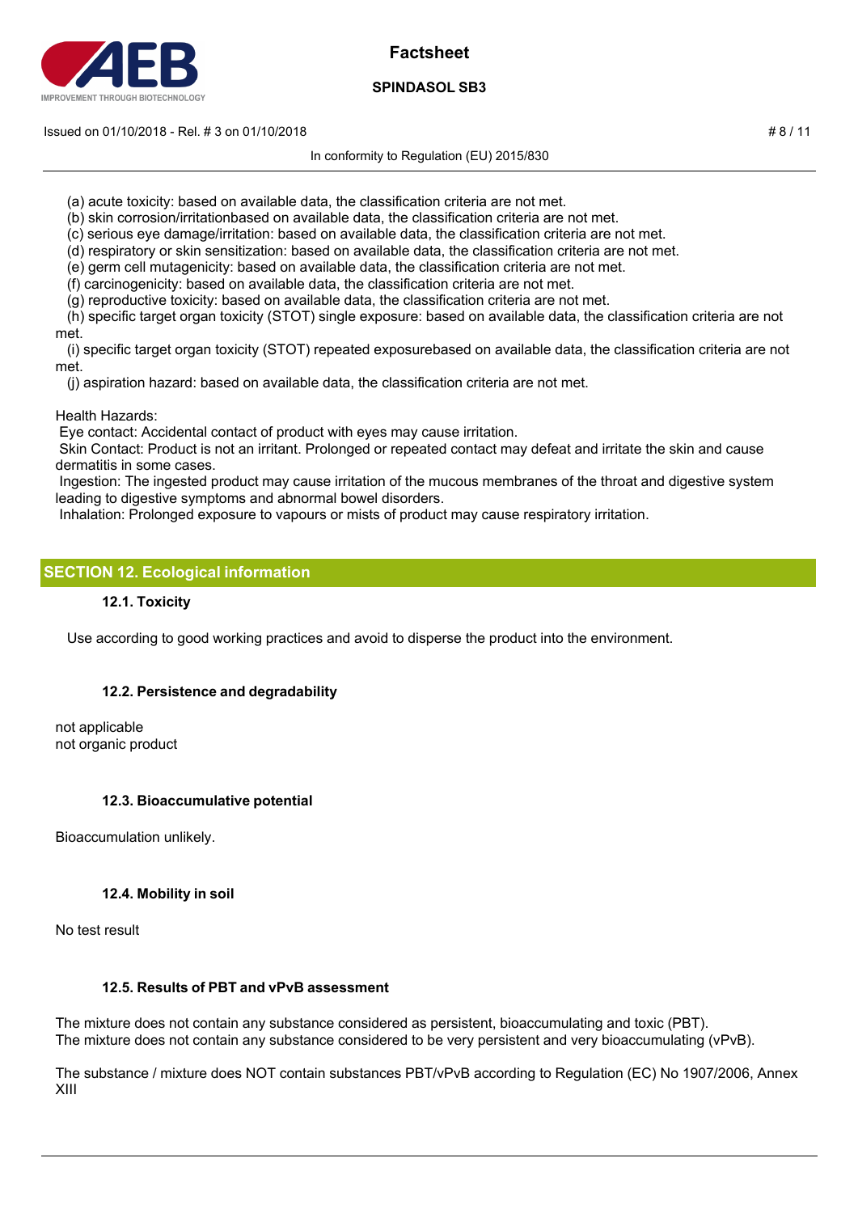(a) acute toxicity: based on available data, the classification criteria are not met.
(b) skin corrosion/irritationbased on available data, the classification criteria are not met.
(c) serious eye damage/irritation: based on available data, the classification criteria are not met.
(d) respiratory or skin sensitization: based on available data, the classification criteria are not met.
(e) germ cell mutagenicity: based on available data, the classification criteria are not met.
(f) carcinogenicity: based on available data, the classification criteria are not met.
(g) reproductive toxicity: based on available data, the classification criteria are not met.
(h) specific target organ toxicity (STOT) single exposure: based on available data, the classification criteria are not met.
(i) specific target organ toxicity (STOT) repeated exposurebased on available data, the classification criteria are not met.
(j) aspiration hazard: based on available data, the classification criteria are not met.

Health Hazards:
Eye contact: Accidental contact of product with eyes may cause irritation.
Skin Contact: Product is not an irritant. Prolonged or repeated contact may defeat and irritate the skin and cause dermatitis in some cases.
Ingestion: The ingested product may cause irritation of the mucous membranes of the throat and digestive system leading to digestive symptoms and abnormal bowel disorders.
Inhalation: Prolonged exposure to vapours or mists of product may cause respiratory irritation.

## SECTION 12. Ecological information

### 12.1. Toxicity

Use according to good working practices and avoid to disperse the product into the environment.

### 12.2. Persistence and degradability

not applicable
not organic product

### 12.3. Bioaccumulative potential

Bioaccumulation unlikely.

### 12.4. Mobility in soil

No test result

### 12.5. Results of PBT and vPvB assessment

The mixture does not contain any substance considered as persistent, bioaccumulating and toxic (PBT).
The mixture does not contain any substance considered to be very persistent and very bioaccumulating (vPvB).

The substance / mixture does NOT contain substances PBT/vPvB according to Regulation (EC) No 1907/2006, Annex XIII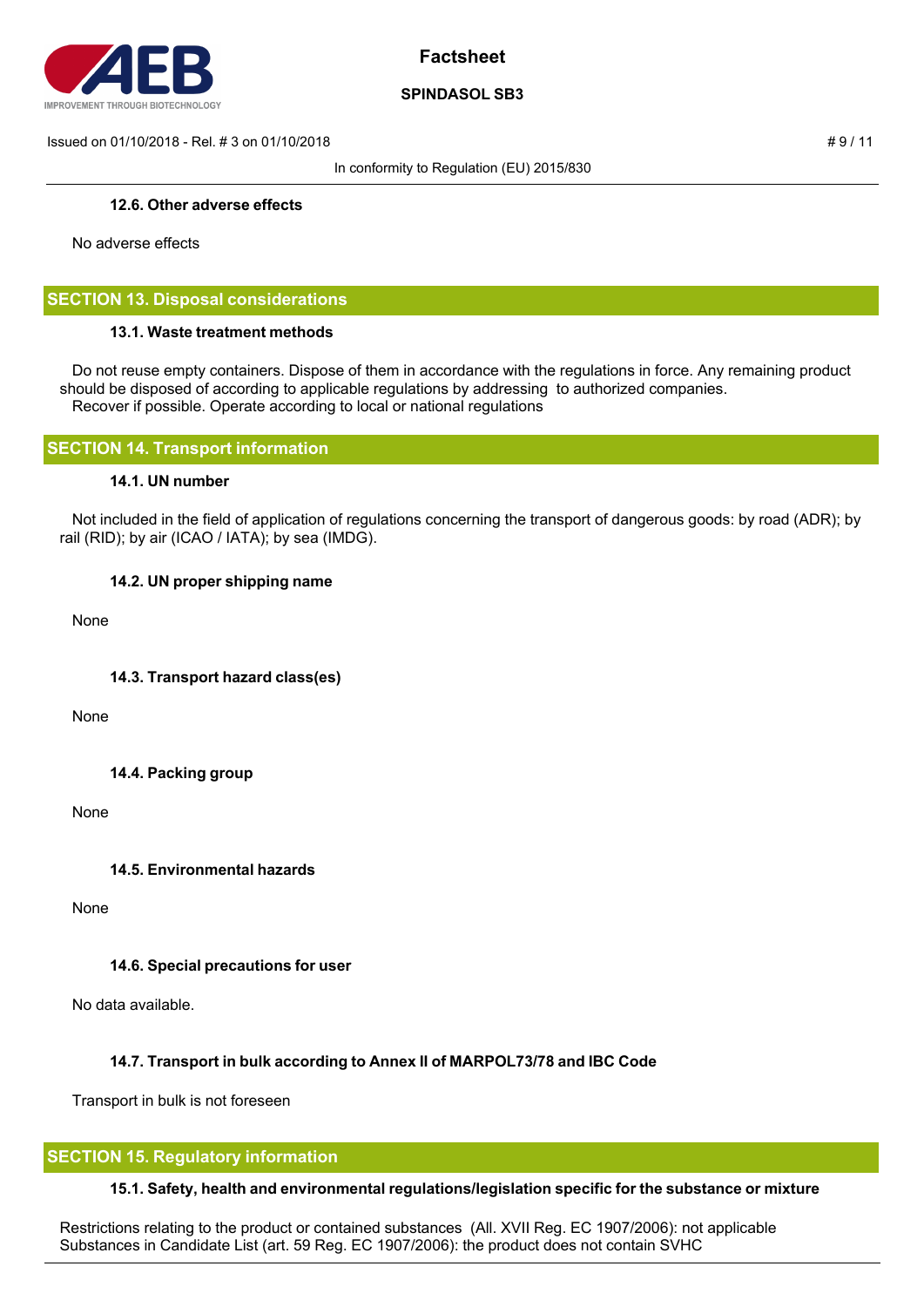### 12.6. Other adverse effects

No adverse effects

## SECTION 13. Disposal considerations

### 13.1. Waste treatment methods

Do not reuse empty containers. Dispose of them in accordance with the regulations in force. Any remaining product should be disposed of according to applicable regulations by addressing to authorized companies.
Recover if possible. Operate according to local or national regulations

## SECTION 14. Transport information

### 14.1. UN number

Not included in the field of application of regulations concerning the transport of dangerous goods: by road (ADR); by rail (RID); by air (ICAO / IATA); by sea (IMDG).

### 14.2. UN proper shipping name

None

### 14.3. Transport hazard class(es)

None

### 14.4. Packing group

None

### 14.5. Environmental hazards

None

### 14.6. Special precautions for user

No data available.

### 14.7. Transport in bulk according to Annex II of MARPOL73/78 and IBC Code

Transport in bulk is not foreseen

## SECTION 15. Regulatory information

### 15.1. Safety, health and environmental regulations/legislation specific for the substance or mixture

Restrictions relating to the product or contained substances (All. XVII Reg. EC 1907/2006): not applicable
Substances in Candidate List (art. 59 Reg. EC 1907/2006): the product does not contain SVHC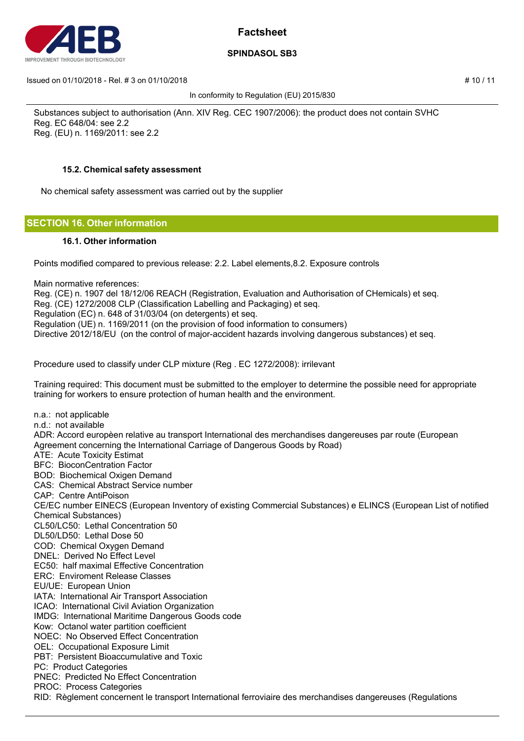Substances subject to authorisation (Ann. XIV Reg. CEC 1907/2006): the product does not contain SVHC
Reg. EC 648/04: see 2.2
Reg. (EU) n. 1169/2011: see 2.2

### 15.2. Chemical safety assessment

No chemical safety assessment was carried out by the supplier

## SECTION 16. Other information

### 16.1. Other information

Points modified compared to previous release: 2.2. Label elements,8.2. Exposure controls

Main normative references:
Reg. (CE) n. 1907 del 18/12/06 REACH (Registration, Evaluation and Authorisation of CHemicals) et seq.
Reg. (CE) 1272/2008 CLP (Classification Labelling and Packaging) et seq.
Regulation (EC) n. 648 of 31/03/04 (on detergents) et seq.
Regulation (UE) n. 1169/2011 (on the provision of food information to consumers)
Directive 2012/18/EU (on the control of major-accident hazards involving dangerous substances) et seq.

Procedure used to classify under CLP mixture (Reg . EC 1272/2008): irrilevant

Training required: This document must be submitted to the employer to determine the possible need for appropriate training for workers to ensure protection of human health and the environment.

n.a.: not applicable
n.d.: not available
ADR: Accord europèen relative au transport International des merchandises dangereuses par route (European Agreement concerning the International Carriage of Dangerous Goods by Road)
ATE: Acute Toxicity Estimat
BFC: BioconCentration Factor
BOD: Biochemical Oxigen Demand
CAS: Chemical Abstract Service number
CAP: Centre AntiPoison
CE/EC number EINECS (European Inventory of existing Commercial Substances) e ELINCS (European List of notified Chemical Substances)
CL50/LC50: Lethal Concentration 50
DL50/LD50: Lethal Dose 50
COD: Chemical Oxygen Demand
DNEL: Derived No Effect Level
EC50: half maximal Effective Concentration
ERC: Enviroment Release Classes
EU/UE: European Union
IATA: International Air Transport Association
ICAO: International Civil Aviation Organization
IMDG: International Maritime Dangerous Goods code
Kow: Octanol water partition coefficient
NOEC: No Observed Effect Concentration
OEL: Occupational Exposure Limit
PBT: Persistent Bioaccumulative and Toxic
PC: Product Categories
PNEC: Predicted No Effect Concentration
PROC: Process Categories
RID: Règlement concernent le transport International ferroviaire des merchandises dangereuses (Regulations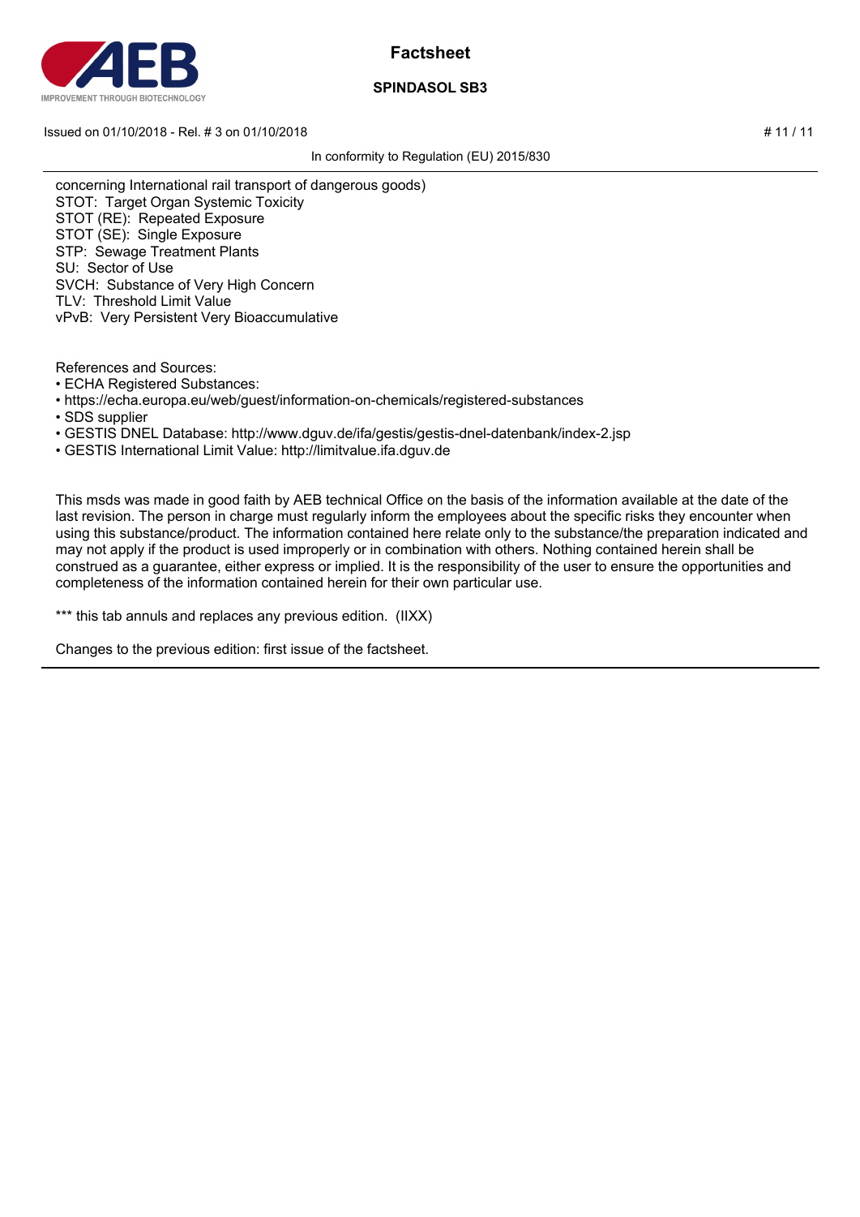concerning International rail transport of dangerous goods)
STOT: Target Organ Systemic Toxicity
STOT (RE): Repeated Exposure
STOT (SE): Single Exposure
STP: Sewage Treatment Plants
SU: Sector of Use
SVCH: Substance of Very High Concern
TLV: Threshold Limit Value
vPvB: Very Persistent Very Bioaccumulative

References and Sources:

- ECHA Registered Substances:
- https://echa.europa.eu/web/guest/information-on-chemicals/registered-substances
- SDS supplier
- GESTIS DNEL Database: http://www.dguv.de/ifa/gestis/gestis-dnel-datenbank/index-2.jsp
- GESTIS International Limit Value: http://limitvalue.ifa.dguv.de

This msds was made in good faith by AEB technical Office on the basis of the information available at the date of the last revision. The person in charge must regularly inform the employees about the specific risks they encounter when using this substance/product. The information contained here relate only to the substance/the preparation indicated and may not apply if the product is used improperly or in combination with others. Nothing contained herein shall be construed as a guarantee, either express or implied. It is the responsibility of the user to ensure the opportunities and completeness of the information contained herein for their own particular use.

*** this tab annuls and replaces any previous edition. (IIXX)

Changes to the previous edition: first issue of the factsheet.